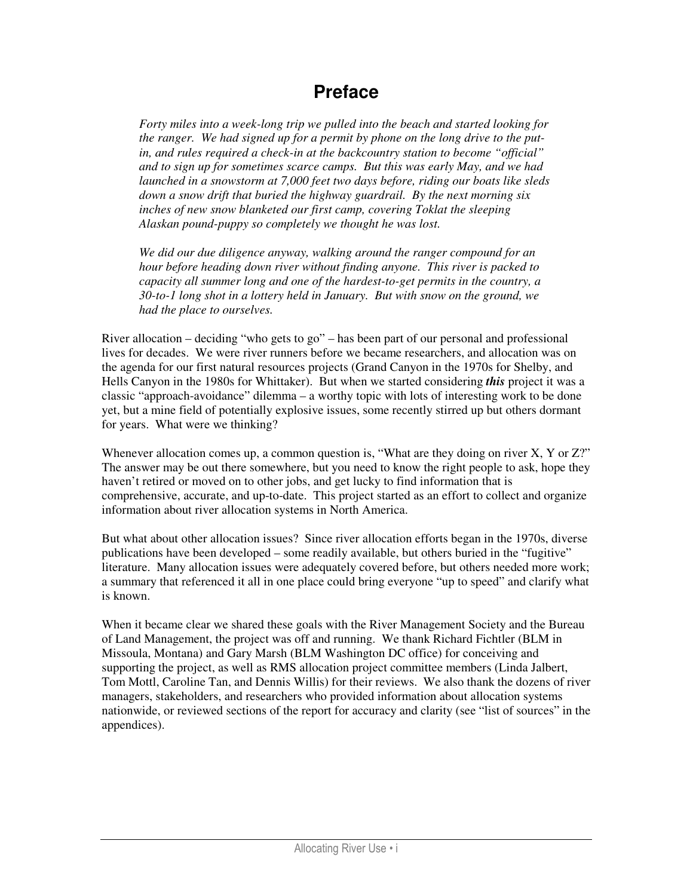# Preface

*Forty miles into a week-long trip we pulled into the beach and started looking for the ranger. We had signed up for a permit by phone on the long drive to the put-in, and rules required a check-in at the backcountry station to become "official" and to sign up for sometimes scarce camps. But this was early May, and we had launched in a snowstorm at 7,000 feet two days before, riding our boats like sleds down a snow drift that buried the highway guardrail. By the next morning six inches of new snow blanketed our first camp, covering Toklat the sleeping Alaskan pound-puppy so completely we thought he was lost.*

*We did our due diligence anyway, walking around the ranger compound for an hour before heading down river without finding anyone. This river is packed to capacity all summer long and one of the hardest-to-get permits in the country, a 30-to-1 long shot in a lottery held in January. But with snow on the ground, we had the place to ourselves.*

River allocation – deciding "who gets to go" – has been part of our personal and professional lives for decades. We were river runners before we became researchers, and allocation was on the agenda for our first natural resources projects (Grand Canyon in the 1970s for Shelby, and Hells Canyon in the 1980s for Whittaker). But when we started considering ***this*** project it was a classic "approach-avoidance" dilemma – a worthy topic with lots of interesting work to be done yet, but a mine field of potentially explosive issues, some recently stirred up but others dormant for years. What were we thinking?

Whenever allocation comes up, a common question is, "What are they doing on river X, Y or Z?" The answer may be out there somewhere, but you need to know the right people to ask, hope they haven't retired or moved on to other jobs, and get lucky to find information that is comprehensive, accurate, and up-to-date. This project started as an effort to collect and organize information about river allocation systems in North America.

But what about other allocation issues? Since river allocation efforts began in the 1970s, diverse publications have been developed – some readily available, but others buried in the "fugitive" literature. Many allocation issues were adequately covered before, but others needed more work; a summary that referenced it all in one place could bring everyone "up to speed" and clarify what is known.

When it became clear we shared these goals with the River Management Society and the Bureau of Land Management, the project was off and running. We thank Richard Fichtler (BLM in Missoula, Montana) and Gary Marsh (BLM Washington DC office) for conceiving and supporting the project, as well as RMS allocation project committee members (Linda Jalbert, Tom Mottl, Caroline Tan, and Dennis Willis) for their reviews. We also thank the dozens of river managers, stakeholders, and researchers who provided information about allocation systems nationwide, or reviewed sections of the report for accuracy and clarity (see "list of sources" in the appendices).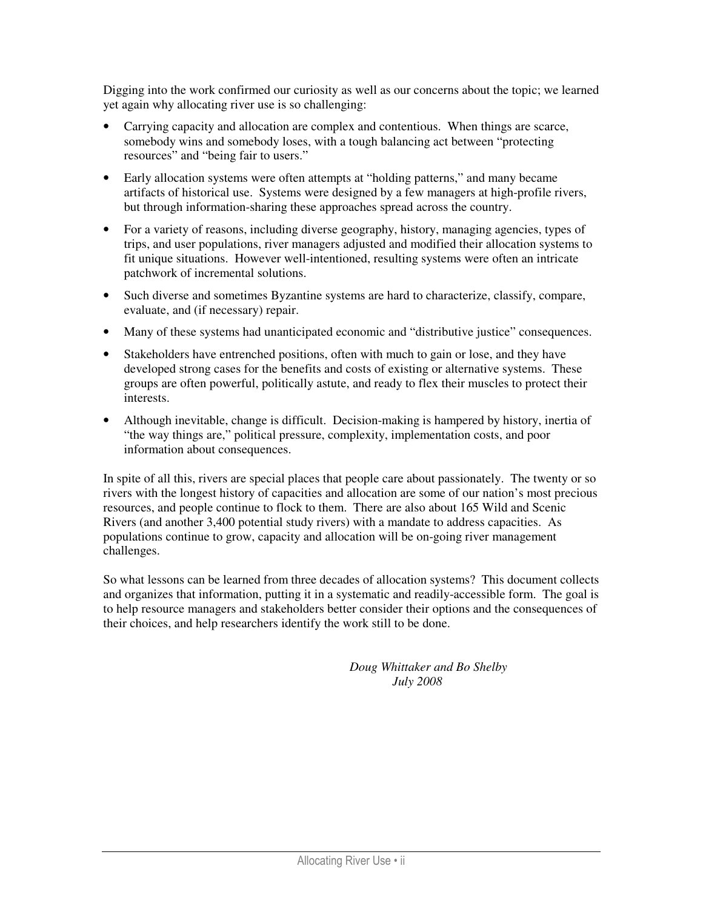Digging into the work confirmed our curiosity as well as our concerns about the topic; we learned yet again why allocating river use is so challenging:

- Carrying capacity and allocation are complex and contentious. When things are scarce, somebody wins and somebody loses, with a tough balancing act between "protecting resources" and "being fair to users."
- Early allocation systems were often attempts at "holding patterns," and many became artifacts of historical use. Systems were designed by a few managers at high-profile rivers, but through information-sharing these approaches spread across the country.
- For a variety of reasons, including diverse geography, history, managing agencies, types of trips, and user populations, river managers adjusted and modified their allocation systems to fit unique situations. However well-intentioned, resulting systems were often an intricate patchwork of incremental solutions.
- Such diverse and sometimes Byzantine systems are hard to characterize, classify, compare, evaluate, and (if necessary) repair.
- Many of these systems had unanticipated economic and "distributive justice" consequences.
- Stakeholders have entrenched positions, often with much to gain or lose, and they have developed strong cases for the benefits and costs of existing or alternative systems. These groups are often powerful, politically astute, and ready to flex their muscles to protect their interests.
- Although inevitable, change is difficult. Decision-making is hampered by history, inertia of "the way things are," political pressure, complexity, implementation costs, and poor information about consequences.

In spite of all this, rivers are special places that people care about passionately. The twenty or so rivers with the longest history of capacities and allocation are some of our nation's most precious resources, and people continue to flock to them. There are also about 165 Wild and Scenic Rivers (and another 3,400 potential study rivers) with a mandate to address capacities. As populations continue to grow, capacity and allocation will be on-going river management challenges.

So what lessons can be learned from three decades of allocation systems? This document collects and organizes that information, putting it in a systematic and readily-accessible form. The goal is to help resource managers and stakeholders better consider their options and the consequences of their choices, and help researchers identify the work still to be done.

*Doug Whittaker and Bo Shelby*
*July 2008*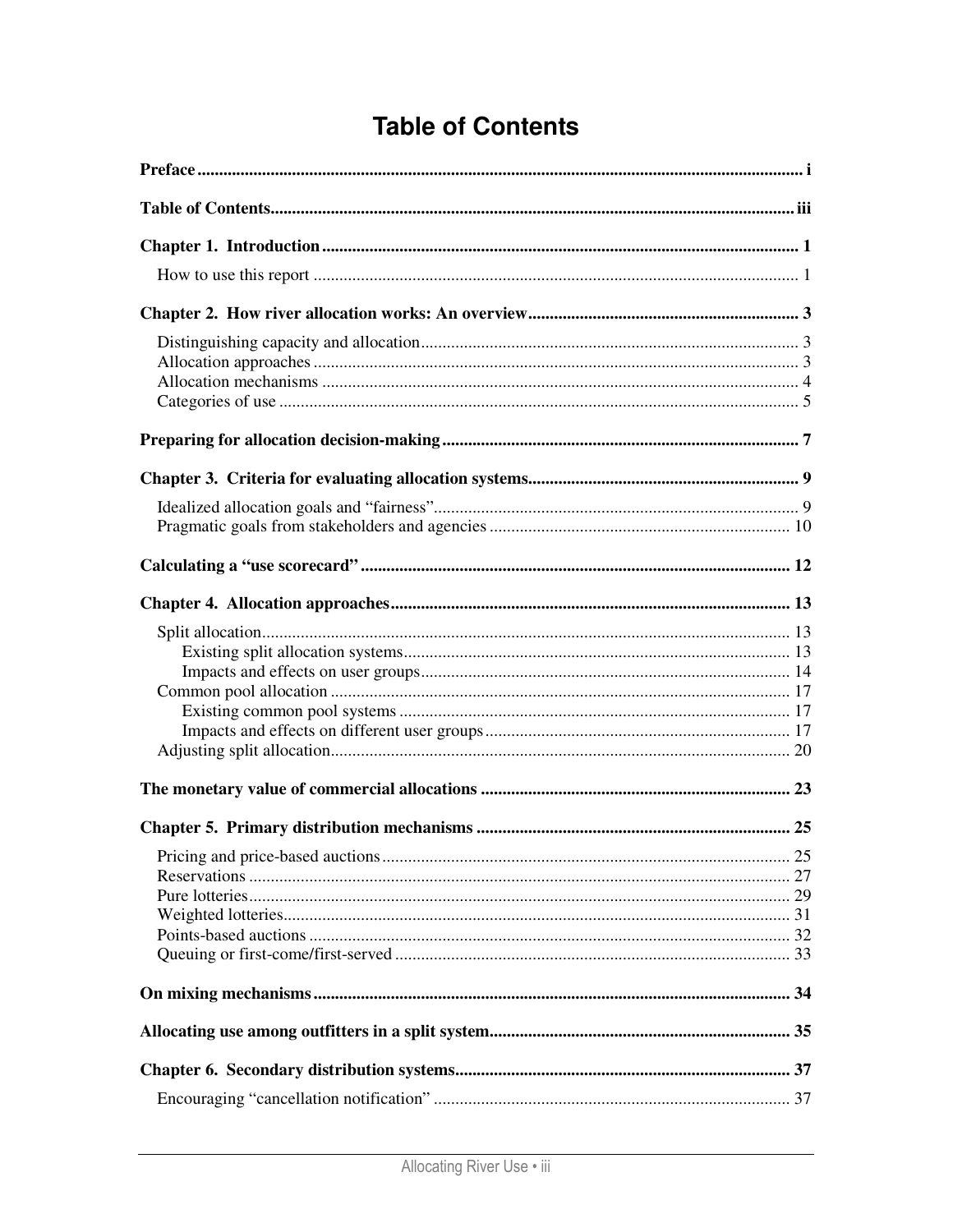# Table of Contents

**Preface** ........ i

**Table of Contents** ........ iii

**Chapter 1. Introduction** ........ 1

- How to use this report ........ 1

**Chapter 2. How river allocation works: An overview** ........ 3

- Distinguishing capacity and allocation ........ 3
- Allocation approaches ........ 3
- Allocation mechanisms ........ 4
- Categories of use ........ 5

**Preparing for allocation decision-making** ........ 7

**Chapter 3. Criteria for evaluating allocation systems** ........ 9

- Idealized allocation goals and "fairness" ........ 9
- Pragmatic goals from stakeholders and agencies ........ 10

**Calculating a "use scorecard"** ........ 12

**Chapter 4. Allocation approaches** ........ 13

- Split allocation ........ 13
  - Existing split allocation systems ........ 13
  - Impacts and effects on user groups ........ 14
- Common pool allocation ........ 17
  - Existing common pool systems ........ 17
  - Impacts and effects on different user groups ........ 17
- Adjusting split allocation ........ 20

**The monetary value of commercial allocations** ........ 23

**Chapter 5. Primary distribution mechanisms** ........ 25

- Pricing and price-based auctions ........ 25
- Reservations ........ 27
- Pure lotteries ........ 29
- Weighted lotteries ........ 31
- Points-based auctions ........ 32
- Queuing or first-come/first-served ........ 33

**On mixing mechanisms** ........ 34

**Allocating use among outfitters in a split system** ........ 35

**Chapter 6. Secondary distribution systems** ........ 37

- Encouraging "cancellation notification" ........ 37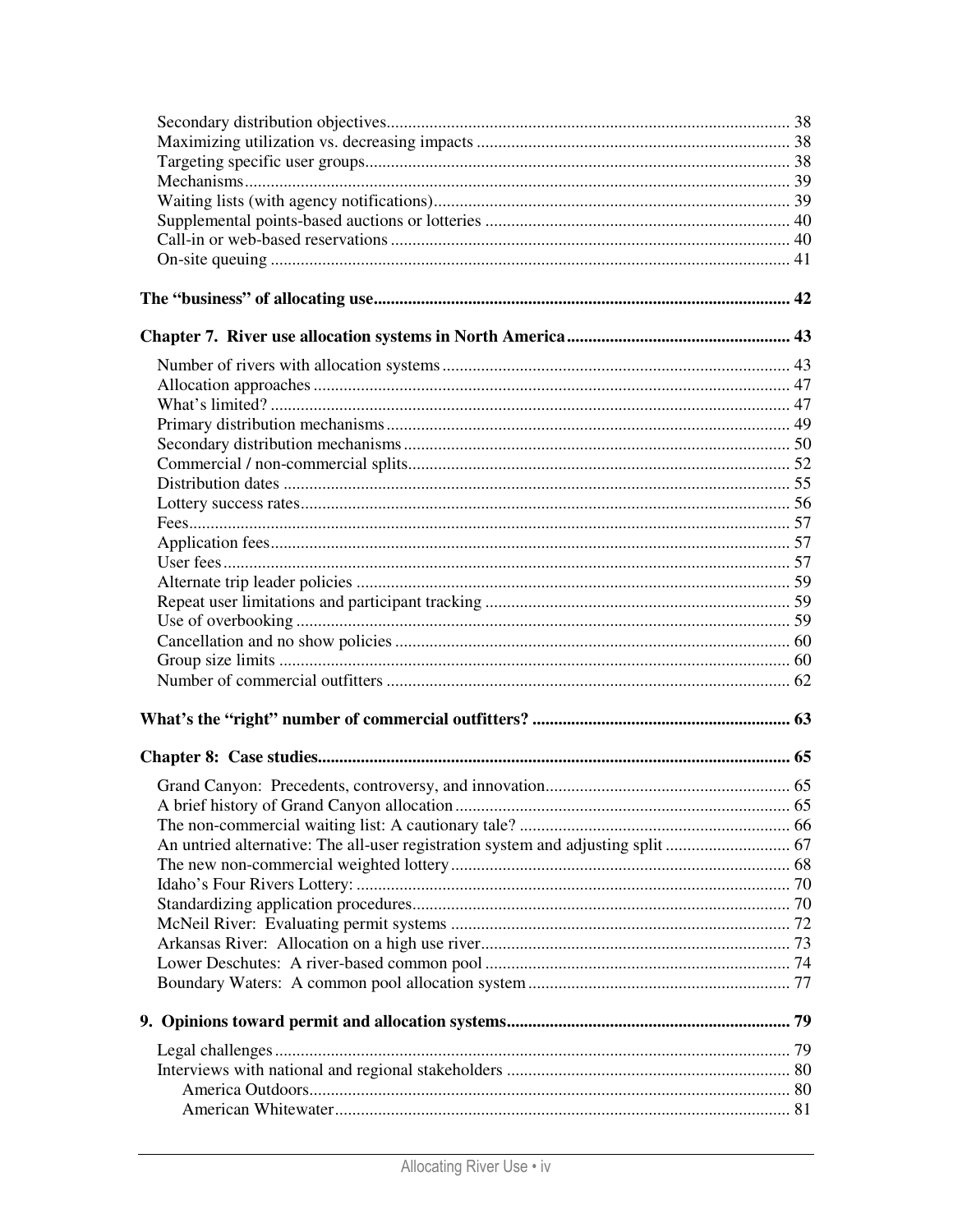Secondary distribution objectives ... 38
Maximizing utilization vs. decreasing impacts ... 38
Targeting specific user groups ... 38
Mechanisms ... 39
Waiting lists (with agency notifications) ... 39
Supplemental points-based auctions or lotteries ... 40
Call-in or web-based reservations ... 40
On-site queuing ... 41

**The "business" of allocating use ... 42**

**Chapter 7. River use allocation systems in North America ... 43**

Number of rivers with allocation systems ... 43
Allocation approaches ... 47
What's limited? ... 47
Primary distribution mechanisms ... 49
Secondary distribution mechanisms ... 50
Commercial / non-commercial splits ... 52
Distribution dates ... 55
Lottery success rates ... 56
Fees ... 57
Application fees ... 57
User fees ... 57
Alternate trip leader policies ... 59
Repeat user limitations and participant tracking ... 59
Use of overbooking ... 59
Cancellation and no show policies ... 60
Group size limits ... 60
Number of commercial outfitters ... 62

**What's the "right" number of commercial outfitters? ... 63**

**Chapter 8: Case studies ... 65**

Grand Canyon: Precedents, controversy, and innovation ... 65
A brief history of Grand Canyon allocation ... 65
The non-commercial waiting list: A cautionary tale? ... 66
An untried alternative: The all-user registration system and adjusting split ... 67
The new non-commercial weighted lottery ... 68
Idaho's Four Rivers Lottery: ... 70
Standardizing application procedures ... 70
McNeil River: Evaluating permit systems ... 72
Arkansas River: Allocation on a high use river ... 73
Lower Deschutes: A river-based common pool ... 74
Boundary Waters: A common pool allocation system ... 77

**9. Opinions toward permit and allocation systems ... 79**

Legal challenges ... 79
Interviews with national and regional stakeholders ... 80
- America Outdoors ... 80
- American Whitewater ... 81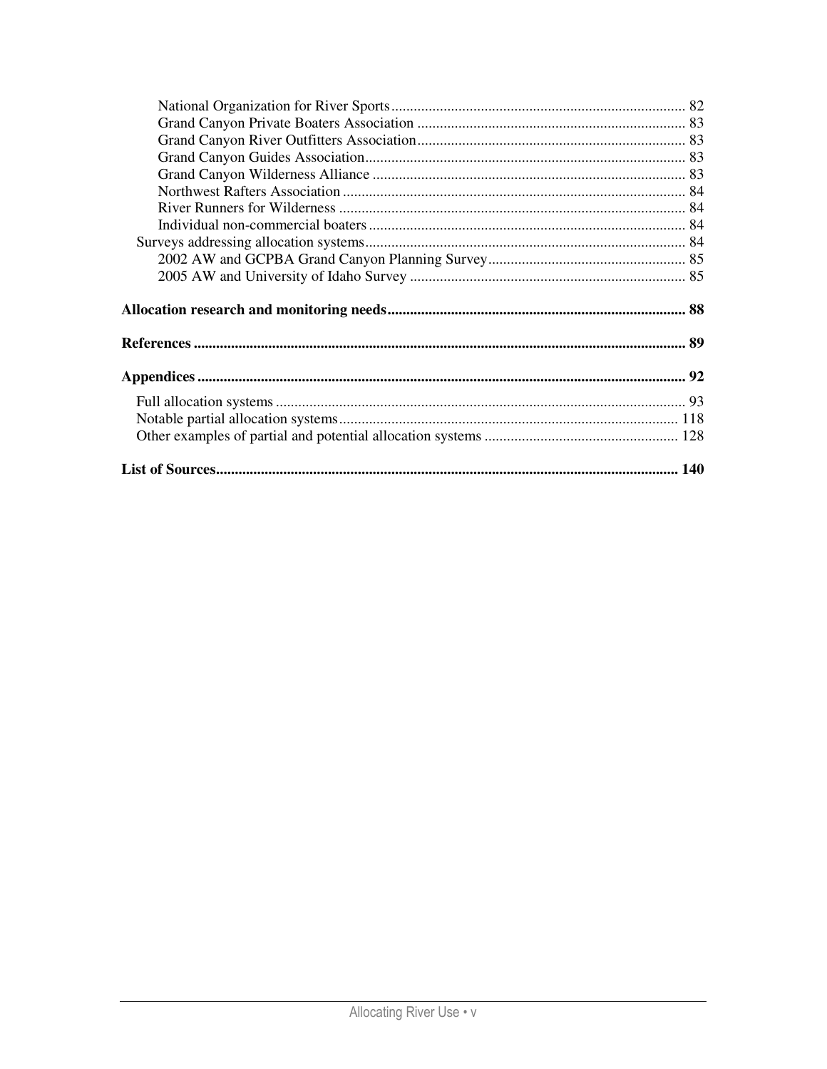National Organization for River Sports ........................................................................ 82
Grand Canyon Private Boaters Association ........................................................................ 83
Grand Canyon River Outfitters Association........................................................................ 83
Grand Canyon Guides Association........................................................................ 83
Grand Canyon Wilderness Alliance ........................................................................ 83
Northwest Rafters Association ........................................................................ 84
River Runners for Wilderness ........................................................................ 84
Individual non-commercial boaters........................................................................ 84
Surveys addressing allocation systems........................................................................ 84
2002 AW and GCPBA Grand Canyon Planning Survey........................................................................ 85
2005 AW and University of Idaho Survey ........................................................................ 85

**Allocation research and monitoring needs........................................................................ 88**

**References ........................................................................ 89**

**Appendices ........................................................................ 92**

Full allocation systems ........................................................................ 93
Notable partial allocation systems........................................................................ 118
Other examples of partial and potential allocation systems ........................................................................ 128

**List of Sources........................................................................ 140**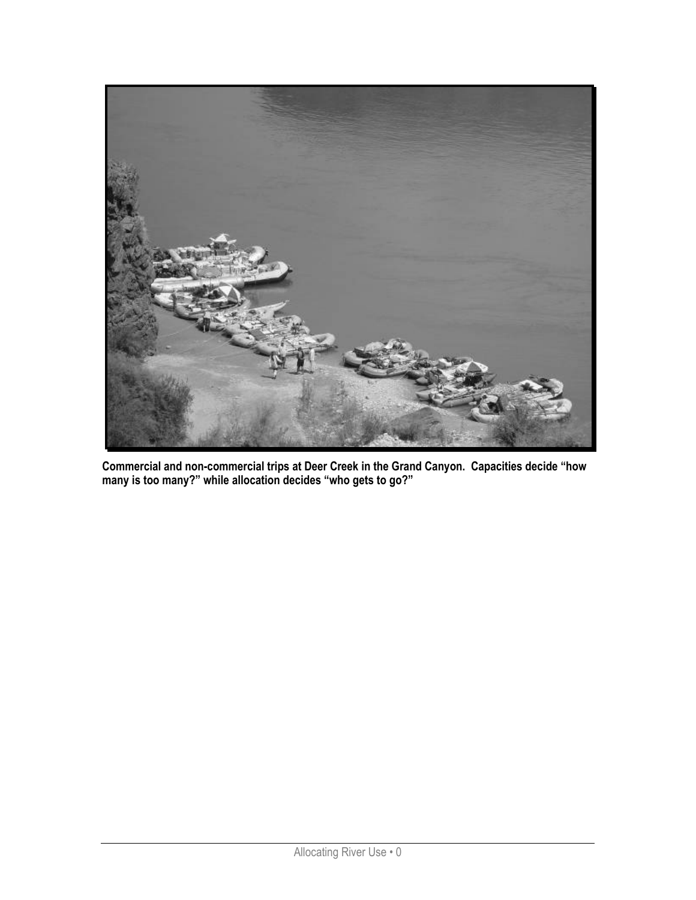**Commercial and non-commercial trips at Deer Creek in the Grand Canyon. Capacities decide "how many is too many?" while allocation decides "who gets to go?"**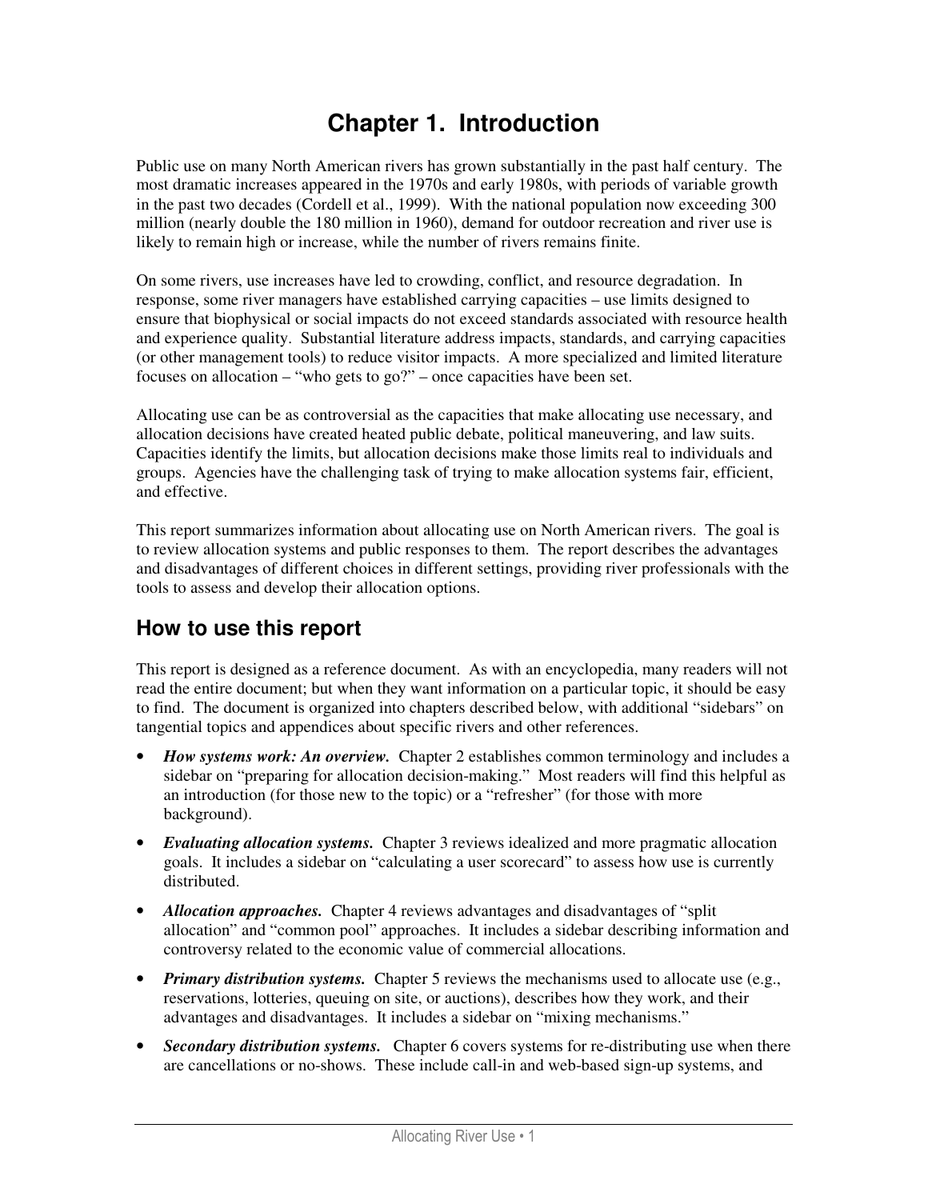# Chapter 1. Introduction

Public use on many North American rivers has grown substantially in the past half century. The most dramatic increases appeared in the 1970s and early 1980s, with periods of variable growth in the past two decades (Cordell et al., 1999). With the national population now exceeding 300 million (nearly double the 180 million in 1960), demand for outdoor recreation and river use is likely to remain high or increase, while the number of rivers remains finite.

On some rivers, use increases have led to crowding, conflict, and resource degradation. In response, some river managers have established carrying capacities – use limits designed to ensure that biophysical or social impacts do not exceed standards associated with resource health and experience quality. Substantial literature address impacts, standards, and carrying capacities (or other management tools) to reduce visitor impacts. A more specialized and limited literature focuses on allocation – "who gets to go?" – once capacities have been set.

Allocating use can be as controversial as the capacities that make allocating use necessary, and allocation decisions have created heated public debate, political maneuvering, and law suits. Capacities identify the limits, but allocation decisions make those limits real to individuals and groups. Agencies have the challenging task of trying to make allocation systems fair, efficient, and effective.

This report summarizes information about allocating use on North American rivers. The goal is to review allocation systems and public responses to them. The report describes the advantages and disadvantages of different choices in different settings, providing river professionals with the tools to assess and develop their allocation options.

## How to use this report

This report is designed as a reference document. As with an encyclopedia, many readers will not read the entire document; but when they want information on a particular topic, it should be easy to find. The document is organized into chapters described below, with additional "sidebars" on tangential topics and appendices about specific rivers and other references.

- ***How systems work: An overview.*** Chapter 2 establishes common terminology and includes a sidebar on "preparing for allocation decision-making." Most readers will find this helpful as an introduction (for those new to the topic) or a "refresher" (for those with more background).
- ***Evaluating allocation systems.*** Chapter 3 reviews idealized and more pragmatic allocation goals. It includes a sidebar on "calculating a user scorecard" to assess how use is currently distributed.
- ***Allocation approaches.*** Chapter 4 reviews advantages and disadvantages of "split allocation" and "common pool" approaches. It includes a sidebar describing information and controversy related to the economic value of commercial allocations.
- ***Primary distribution systems.*** Chapter 5 reviews the mechanisms used to allocate use (e.g., reservations, lotteries, queuing on site, or auctions), describes how they work, and their advantages and disadvantages. It includes a sidebar on "mixing mechanisms."
- ***Secondary distribution systems.*** Chapter 6 covers systems for re-distributing use when there are cancellations or no-shows. These include call-in and web-based sign-up systems, and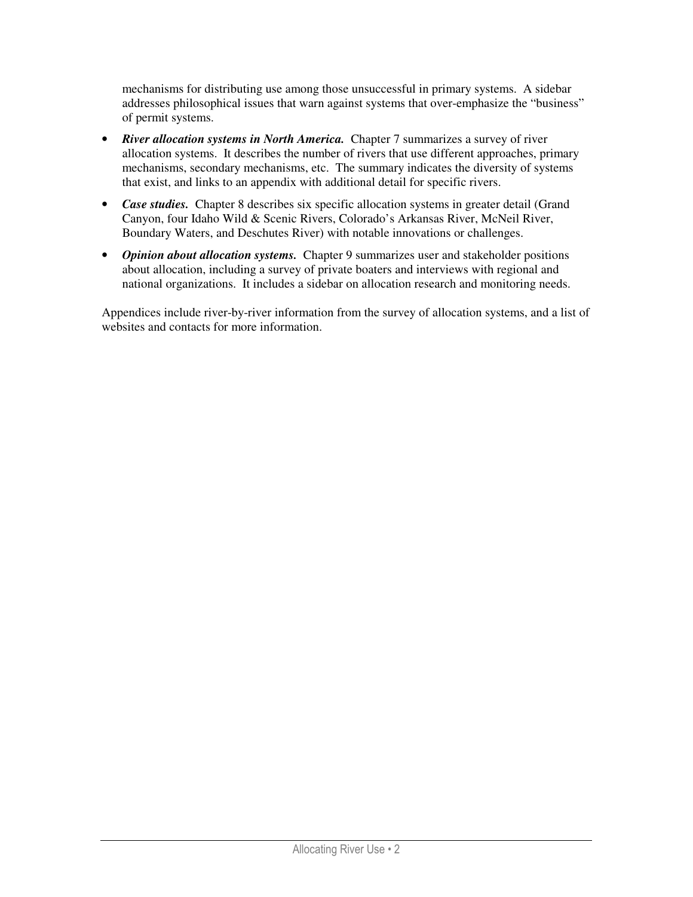mechanisms for distributing use among those unsuccessful in primary systems.  A sidebar addresses philosophical issues that warn against systems that over-emphasize the "business" of permit systems.

- ***River allocation systems in North America.*** Chapter 7 summarizes a survey of river allocation systems.  It describes the number of rivers that use different approaches, primary mechanisms, secondary mechanisms, etc.  The summary indicates the diversity of systems that exist, and links to an appendix with additional detail for specific rivers.
- ***Case studies.*** Chapter 8 describes six specific allocation systems in greater detail (Grand Canyon, four Idaho Wild & Scenic Rivers, Colorado's Arkansas River, McNeil River, Boundary Waters, and Deschutes River) with notable innovations or challenges.
- ***Opinion about allocation systems.*** Chapter 9 summarizes user and stakeholder positions about allocation, including a survey of private boaters and interviews with regional and national organizations.  It includes a sidebar on allocation research and monitoring needs.

Appendices include river-by-river information from the survey of allocation systems, and a list of websites and contacts for more information.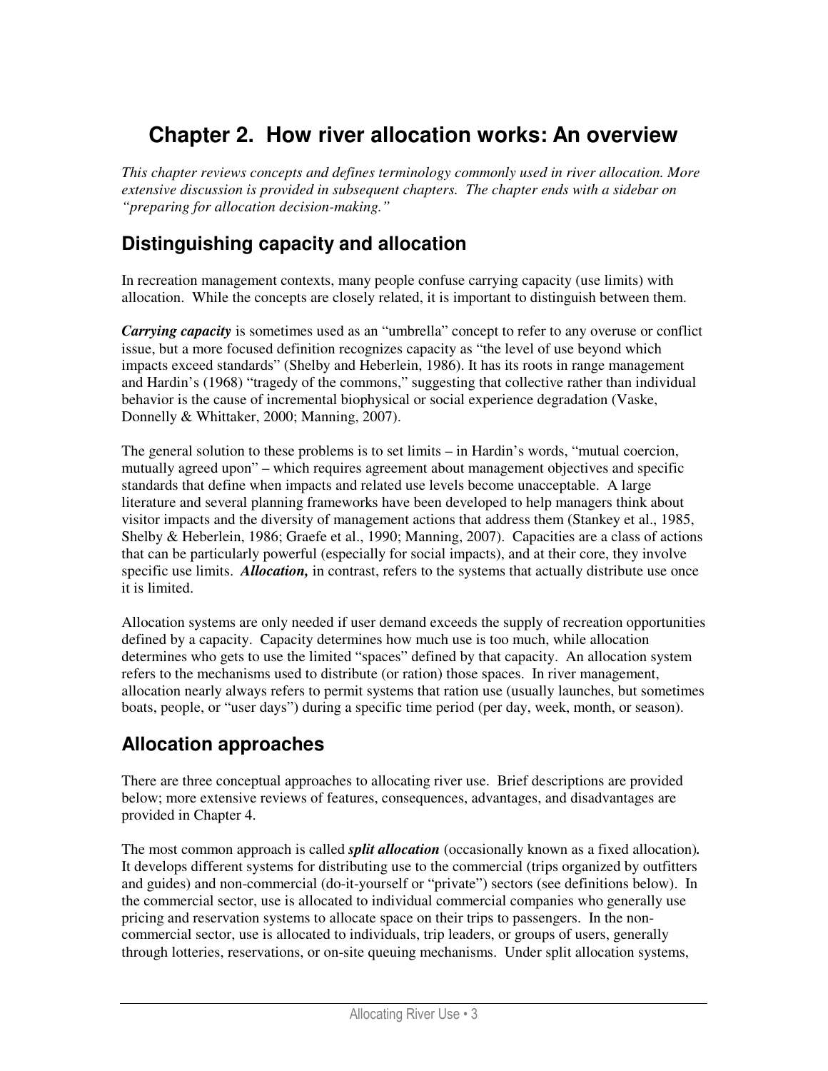# Chapter 2. How river allocation works: An overview

*This chapter reviews concepts and defines terminology commonly used in river allocation. More extensive discussion is provided in subsequent chapters. The chapter ends with a sidebar on "preparing for allocation decision-making."*

## Distinguishing capacity and allocation

In recreation management contexts, many people confuse carrying capacity (use limits) with allocation. While the concepts are closely related, it is important to distinguish between them.

***Carrying capacity*** is sometimes used as an "umbrella" concept to refer to any overuse or conflict issue, but a more focused definition recognizes capacity as "the level of use beyond which impacts exceed standards" (Shelby and Heberlein, 1986). It has its roots in range management and Hardin's (1968) "tragedy of the commons," suggesting that collective rather than individual behavior is the cause of incremental biophysical or social experience degradation (Vaske, Donnelly & Whittaker, 2000; Manning, 2007).

The general solution to these problems is to set limits – in Hardin's words, "mutual coercion, mutually agreed upon" – which requires agreement about management objectives and specific standards that define when impacts and related use levels become unacceptable. A large literature and several planning frameworks have been developed to help managers think about visitor impacts and the diversity of management actions that address them (Stankey et al., 1985, Shelby & Heberlein, 1986; Graefe et al., 1990; Manning, 2007). Capacities are a class of actions that can be particularly powerful (especially for social impacts), and at their core, they involve specific use limits. ***Allocation,*** in contrast, refers to the systems that actually distribute use once it is limited.

Allocation systems are only needed if user demand exceeds the supply of recreation opportunities defined by a capacity. Capacity determines how much use is too much, while allocation determines who gets to use the limited "spaces" defined by that capacity. An allocation system refers to the mechanisms used to distribute (or ration) those spaces. In river management, allocation nearly always refers to permit systems that ration use (usually launches, but sometimes boats, people, or "user days") during a specific time period (per day, week, month, or season).

## Allocation approaches

There are three conceptual approaches to allocating river use. Brief descriptions are provided below; more extensive reviews of features, consequences, advantages, and disadvantages are provided in Chapter 4.

The most common approach is called ***split allocation*** (occasionally known as a fixed allocation)**.** It develops different systems for distributing use to the commercial (trips organized by outfitters and guides) and non-commercial (do-it-yourself or "private") sectors (see definitions below). In the commercial sector, use is allocated to individual commercial companies who generally use pricing and reservation systems to allocate space on their trips to passengers. In the non-commercial sector, use is allocated to individuals, trip leaders, or groups of users, generally through lotteries, reservations, or on-site queuing mechanisms. Under split allocation systems,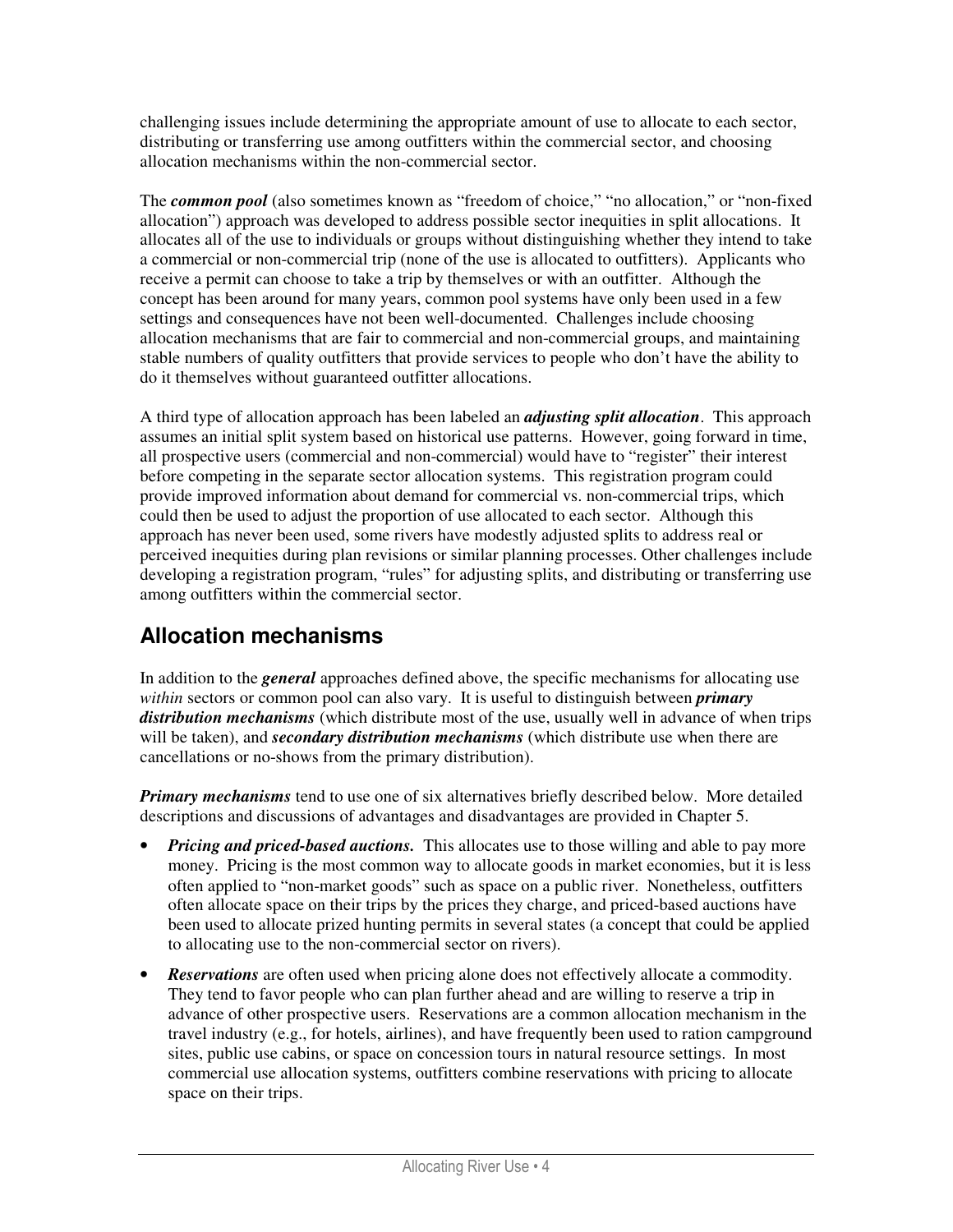challenging issues include determining the appropriate amount of use to allocate to each sector, distributing or transferring use among outfitters within the commercial sector, and choosing allocation mechanisms within the non-commercial sector.

The ***common pool*** (also sometimes known as "freedom of choice," "no allocation," or "non-fixed allocation") approach was developed to address possible sector inequities in split allocations. It allocates all of the use to individuals or groups without distinguishing whether they intend to take a commercial or non-commercial trip (none of the use is allocated to outfitters). Applicants who receive a permit can choose to take a trip by themselves or with an outfitter. Although the concept has been around for many years, common pool systems have only been used in a few settings and consequences have not been well-documented. Challenges include choosing allocation mechanisms that are fair to commercial and non-commercial groups, and maintaining stable numbers of quality outfitters that provide services to people who don't have the ability to do it themselves without guaranteed outfitter allocations.

A third type of allocation approach has been labeled an ***adjusting split allocation***. This approach assumes an initial split system based on historical use patterns. However, going forward in time, all prospective users (commercial and non-commercial) would have to "register" their interest before competing in the separate sector allocation systems. This registration program could provide improved information about demand for commercial vs. non-commercial trips, which could then be used to adjust the proportion of use allocated to each sector. Although this approach has never been used, some rivers have modestly adjusted splits to address real or perceived inequities during plan revisions or similar planning processes. Other challenges include developing a registration program, "rules" for adjusting splits, and distributing or transferring use among outfitters within the commercial sector.

## Allocation mechanisms

In addition to the ***general*** approaches defined above, the specific mechanisms for allocating use *within* sectors or common pool can also vary. It is useful to distinguish between ***primary distribution mechanisms*** (which distribute most of the use, usually well in advance of when trips will be taken), and ***secondary distribution mechanisms*** (which distribute use when there are cancellations or no-shows from the primary distribution).

***Primary mechanisms*** tend to use one of six alternatives briefly described below. More detailed descriptions and discussions of advantages and disadvantages are provided in Chapter 5.

- ***Pricing and priced-based auctions.*** This allocates use to those willing and able to pay more money. Pricing is the most common way to allocate goods in market economies, but it is less often applied to "non-market goods" such as space on a public river. Nonetheless, outfitters often allocate space on their trips by the prices they charge, and priced-based auctions have been used to allocate prized hunting permits in several states (a concept that could be applied to allocating use to the non-commercial sector on rivers).
- ***Reservations*** are often used when pricing alone does not effectively allocate a commodity. They tend to favor people who can plan further ahead and are willing to reserve a trip in advance of other prospective users. Reservations are a common allocation mechanism in the travel industry (e.g., for hotels, airlines), and have frequently been used to ration campground sites, public use cabins, or space on concession tours in natural resource settings. In most commercial use allocation systems, outfitters combine reservations with pricing to allocate space on their trips.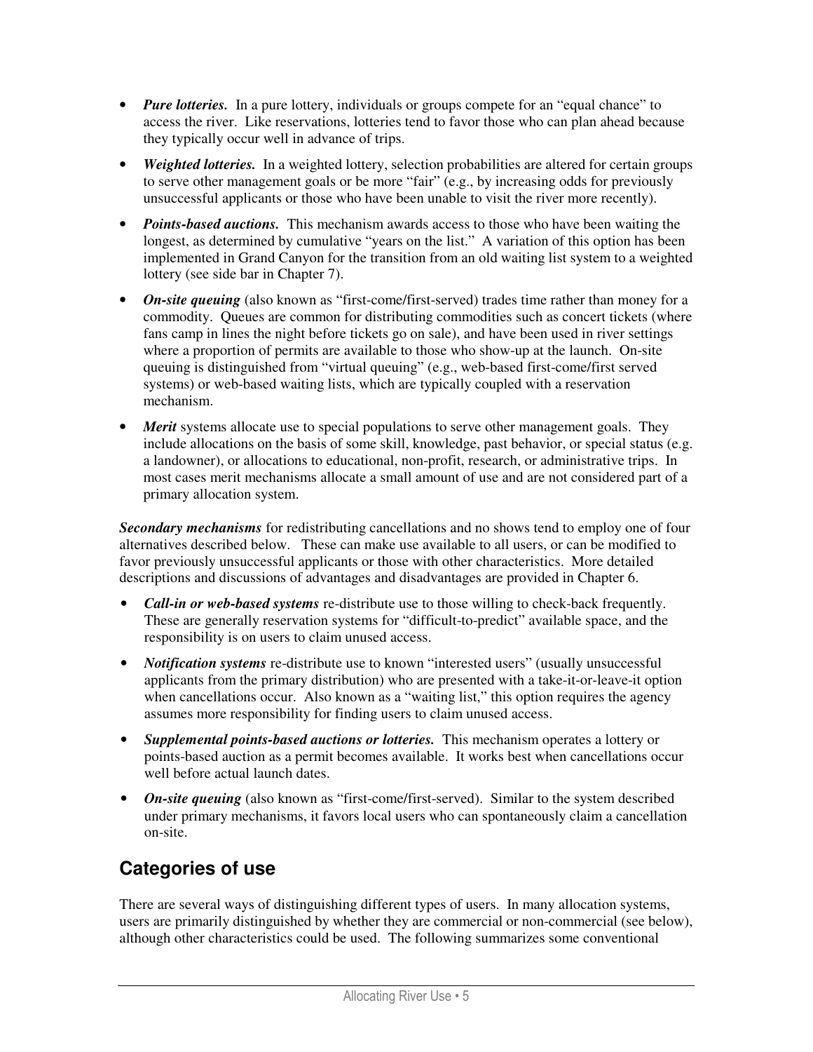- ***Pure lotteries.*** In a pure lottery, individuals or groups compete for an "equal chance" to access the river. Like reservations, lotteries tend to favor those who can plan ahead because they typically occur well in advance of trips.
- ***Weighted lotteries.*** In a weighted lottery, selection probabilities are altered for certain groups to serve other management goals or be more "fair" (e.g., by increasing odds for previously unsuccessful applicants or those who have been unable to visit the river more recently).
- ***Points-based auctions.*** This mechanism awards access to those who have been waiting the longest, as determined by cumulative "years on the list." A variation of this option has been implemented in Grand Canyon for the transition from an old waiting list system to a weighted lottery (see side bar in Chapter 7).
- ***On-site queuing*** (also known as "first-come/first-served) trades time rather than money for a commodity. Queues are common for distributing commodities such as concert tickets (where fans camp in lines the night before tickets go on sale), and have been used in river settings where a proportion of permits are available to those who show-up at the launch. On-site queuing is distinguished from "virtual queuing" (e.g., web-based first-come/first served systems) or web-based waiting lists, which are typically coupled with a reservation mechanism.
- ***Merit*** systems allocate use to special populations to serve other management goals. They include allocations on the basis of some skill, knowledge, past behavior, or special status (e.g. a landowner), or allocations to educational, non-profit, research, or administrative trips. In most cases merit mechanisms allocate a small amount of use and are not considered part of a primary allocation system.

***Secondary mechanisms*** for redistributing cancellations and no shows tend to employ one of four alternatives described below. These can make use available to all users, or can be modified to favor previously unsuccessful applicants or those with other characteristics. More detailed descriptions and discussions of advantages and disadvantages are provided in Chapter 6.

- ***Call-in or web-based systems*** re-distribute use to those willing to check-back frequently. These are generally reservation systems for "difficult-to-predict" available space, and the responsibility is on users to claim unused access.
- ***Notification systems*** re-distribute use to known "interested users" (usually unsuccessful applicants from the primary distribution) who are presented with a take-it-or-leave-it option when cancellations occur. Also known as a "waiting list," this option requires the agency assumes more responsibility for finding users to claim unused access.
- ***Supplemental points-based auctions or lotteries.*** This mechanism operates a lottery or points-based auction as a permit becomes available. It works best when cancellations occur well before actual launch dates.
- ***On-site queuing*** (also known as "first-come/first-served). Similar to the system described under primary mechanisms, it favors local users who can spontaneously claim a cancellation on-site.

## Categories of use

There are several ways of distinguishing different types of users. In many allocation systems, users are primarily distinguished by whether they are commercial or non-commercial (see below), although other characteristics could be used. The following summarizes some conventional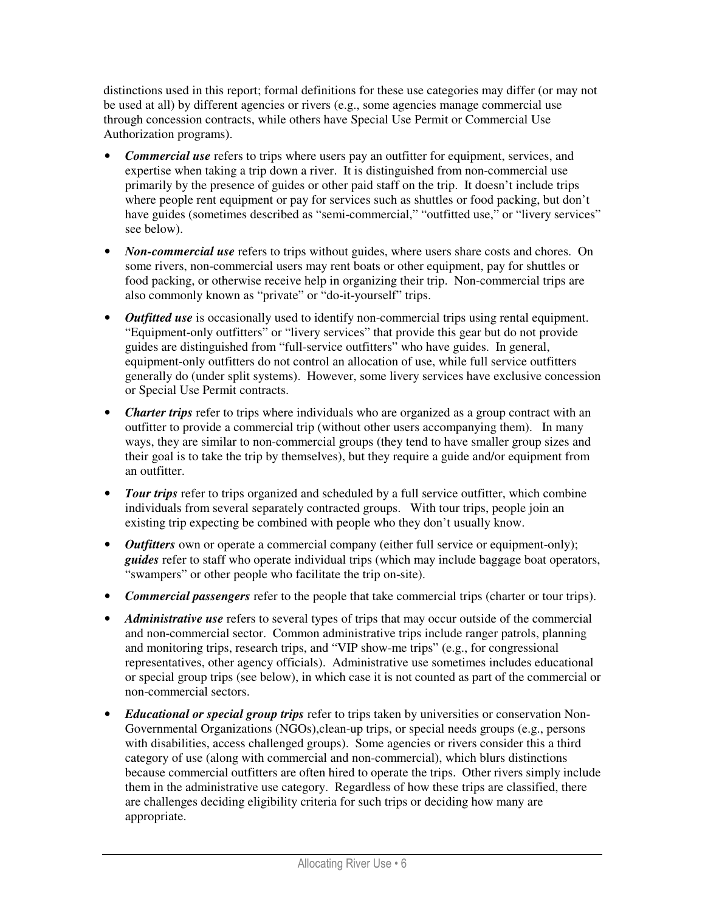distinctions used in this report; formal definitions for these use categories may differ (or may not be used at all) by different agencies or rivers (e.g., some agencies manage commercial use through concession contracts, while others have Special Use Permit or Commercial Use Authorization programs).

- ***Commercial use*** refers to trips where users pay an outfitter for equipment, services, and expertise when taking a trip down a river. It is distinguished from non-commercial use primarily by the presence of guides or other paid staff on the trip. It doesn't include trips where people rent equipment or pay for services such as shuttles or food packing, but don't have guides (sometimes described as "semi-commercial," "outfitted use," or "livery services" see below).
- ***Non-commercial use*** refers to trips without guides, where users share costs and chores. On some rivers, non-commercial users may rent boats or other equipment, pay for shuttles or food packing, or otherwise receive help in organizing their trip. Non-commercial trips are also commonly known as "private" or "do-it-yourself" trips.
- ***Outfitted use*** is occasionally used to identify non-commercial trips using rental equipment. "Equipment-only outfitters" or "livery services" that provide this gear but do not provide guides are distinguished from "full-service outfitters" who have guides. In general, equipment-only outfitters do not control an allocation of use, while full service outfitters generally do (under split systems). However, some livery services have exclusive concession or Special Use Permit contracts.
- ***Charter trips*** refer to trips where individuals who are organized as a group contract with an outfitter to provide a commercial trip (without other users accompanying them). In many ways, they are similar to non-commercial groups (they tend to have smaller group sizes and their goal is to take the trip by themselves), but they require a guide and/or equipment from an outfitter.
- ***Tour trips*** refer to trips organized and scheduled by a full service outfitter, which combine individuals from several separately contracted groups. With tour trips, people join an existing trip expecting be combined with people who they don't usually know.
- ***Outfitters*** own or operate a commercial company (either full service or equipment-only); ***guides*** refer to staff who operate individual trips (which may include baggage boat operators, "swampers" or other people who facilitate the trip on-site).
- ***Commercial passengers*** refer to the people that take commercial trips (charter or tour trips).
- ***Administrative use*** refers to several types of trips that may occur outside of the commercial and non-commercial sector. Common administrative trips include ranger patrols, planning and monitoring trips, research trips, and "VIP show-me trips" (e.g., for congressional representatives, other agency officials). Administrative use sometimes includes educational or special group trips (see below), in which case it is not counted as part of the commercial or non-commercial sectors.
- ***Educational or special group trips*** refer to trips taken by universities or conservation Non-Governmental Organizations (NGOs),clean-up trips, or special needs groups (e.g., persons with disabilities, access challenged groups). Some agencies or rivers consider this a third category of use (along with commercial and non-commercial), which blurs distinctions because commercial outfitters are often hired to operate the trips. Other rivers simply include them in the administrative use category. Regardless of how these trips are classified, there are challenges deciding eligibility criteria for such trips or deciding how many are appropriate.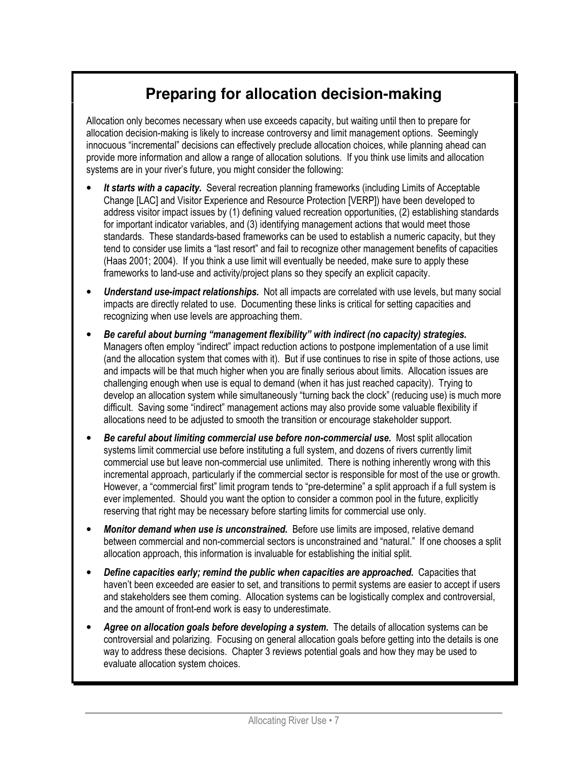## Preparing for allocation decision-making

Allocation only becomes necessary when use exceeds capacity, but waiting until then to prepare for allocation decision-making is likely to increase controversy and limit management options. Seemingly innocuous "incremental" decisions can effectively preclude allocation choices, while planning ahead can provide more information and allow a range of allocation solutions. If you think use limits and allocation systems are in your river's future, you might consider the following:

- ***It starts with a capacity.*** Several recreation planning frameworks (including Limits of Acceptable Change [LAC] and Visitor Experience and Resource Protection [VERP]) have been developed to address visitor impact issues by (1) defining valued recreation opportunities, (2) establishing standards for important indicator variables, and (3) identifying management actions that would meet those standards. These standards-based frameworks can be used to establish a numeric capacity, but they tend to consider use limits a "last resort" and fail to recognize other management benefits of capacities (Haas 2001; 2004). If you think a use limit will eventually be needed, make sure to apply these frameworks to land-use and activity/project plans so they specify an explicit capacity.
- ***Understand use-impact relationships.*** Not all impacts are correlated with use levels, but many social impacts are directly related to use. Documenting these links is critical for setting capacities and recognizing when use levels are approaching them.
- ***Be careful about burning "management flexibility" with indirect (no capacity) strategies.*** Managers often employ "indirect" impact reduction actions to postpone implementation of a use limit (and the allocation system that comes with it). But if use continues to rise in spite of those actions, use and impacts will be that much higher when you are finally serious about limits. Allocation issues are challenging enough when use is equal to demand (when it has just reached capacity). Trying to develop an allocation system while simultaneously "turning back the clock" (reducing use) is much more difficult. Saving some "indirect" management actions may also provide some valuable flexibility if allocations need to be adjusted to smooth the transition or encourage stakeholder support.
- ***Be careful about limiting commercial use before non-commercial use.*** Most split allocation systems limit commercial use before instituting a full system, and dozens of rivers currently limit commercial use but leave non-commercial use unlimited. There is nothing inherently wrong with this incremental approach, particularly if the commercial sector is responsible for most of the use or growth. However, a "commercial first" limit program tends to "pre-determine" a split approach if a full system is ever implemented. Should you want the option to consider a common pool in the future, explicitly reserving that right may be necessary before starting limits for commercial use only.
- ***Monitor demand when use is unconstrained.*** Before use limits are imposed, relative demand between commercial and non-commercial sectors is unconstrained and "natural." If one chooses a split allocation approach, this information is invaluable for establishing the initial split.
- ***Define capacities early; remind the public when capacities are approached.*** Capacities that haven't been exceeded are easier to set, and transitions to permit systems are easier to accept if users and stakeholders see them coming. Allocation systems can be logistically complex and controversial, and the amount of front-end work is easy to underestimate.
- ***Agree on allocation goals before developing a system.*** The details of allocation systems can be controversial and polarizing. Focusing on general allocation goals before getting into the details is one way to address these decisions. Chapter 3 reviews potential goals and how they may be used to evaluate allocation system choices.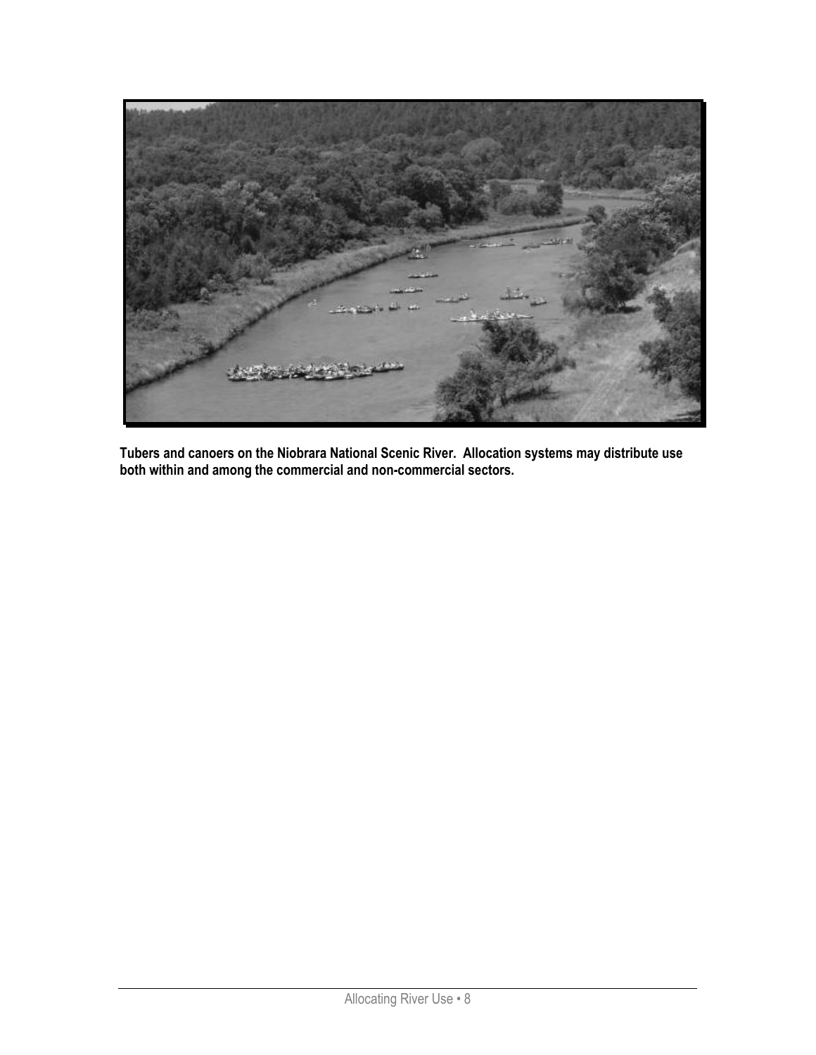**Tubers and canoers on the Niobrara National Scenic River. Allocation systems may distribute use both within and among the commercial and non-commercial sectors.**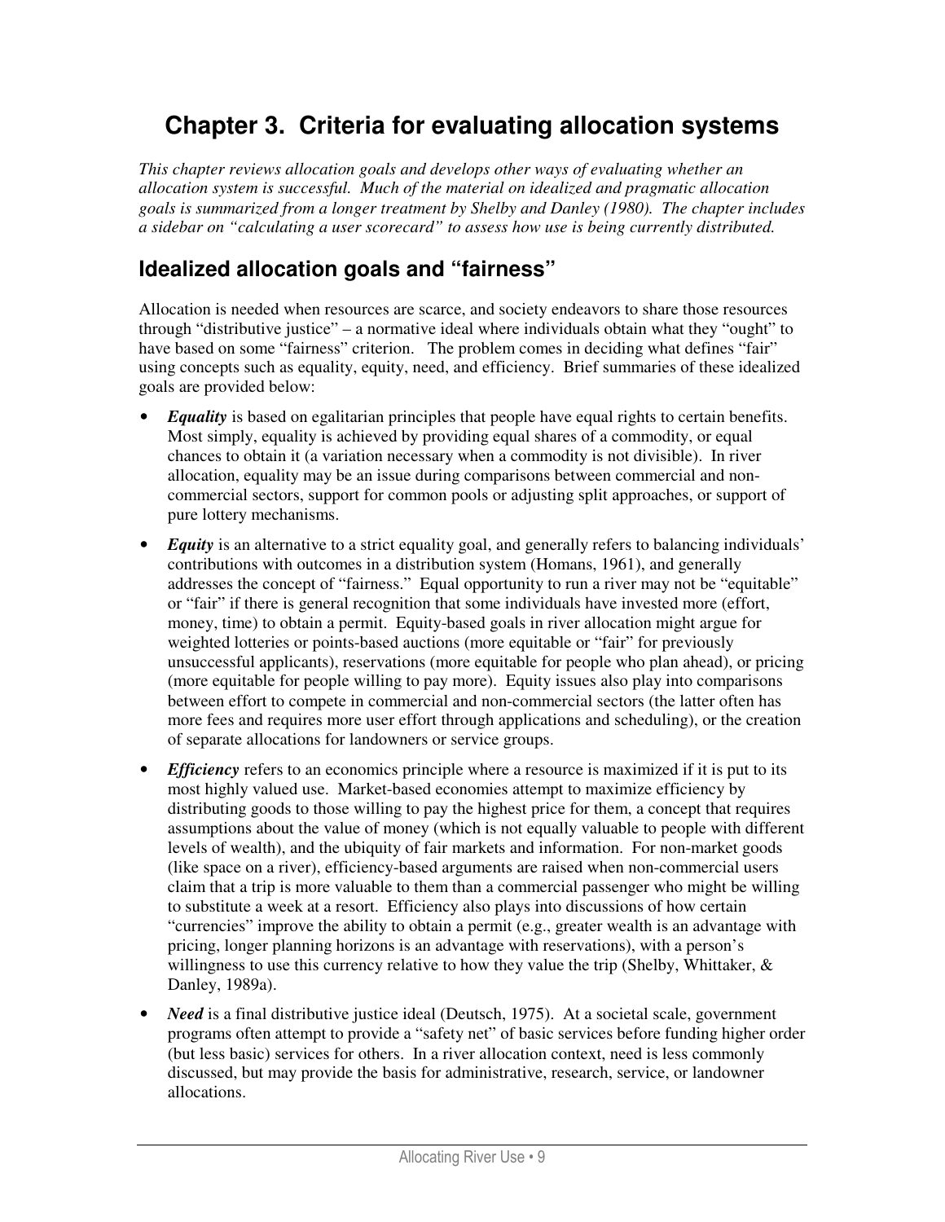# Chapter 3. Criteria for evaluating allocation systems

*This chapter reviews allocation goals and develops other ways of evaluating whether an allocation system is successful. Much of the material on idealized and pragmatic allocation goals is summarized from a longer treatment by Shelby and Danley (1980). The chapter includes a sidebar on "calculating a user scorecard" to assess how use is being currently distributed.*

## Idealized allocation goals and "fairness"

Allocation is needed when resources are scarce, and society endeavors to share those resources through "distributive justice" – a normative ideal where individuals obtain what they "ought" to have based on some "fairness" criterion. The problem comes in deciding what defines "fair" using concepts such as equality, equity, need, and efficiency. Brief summaries of these idealized goals are provided below:

- ***Equality*** is based on egalitarian principles that people have equal rights to certain benefits. Most simply, equality is achieved by providing equal shares of a commodity, or equal chances to obtain it (a variation necessary when a commodity is not divisible). In river allocation, equality may be an issue during comparisons between commercial and non-commercial sectors, support for common pools or adjusting split approaches, or support of pure lottery mechanisms.
- ***Equity*** is an alternative to a strict equality goal, and generally refers to balancing individuals' contributions with outcomes in a distribution system (Homans, 1961), and generally addresses the concept of "fairness." Equal opportunity to run a river may not be "equitable" or "fair" if there is general recognition that some individuals have invested more (effort, money, time) to obtain a permit. Equity-based goals in river allocation might argue for weighted lotteries or points-based auctions (more equitable or "fair" for previously unsuccessful applicants), reservations (more equitable for people who plan ahead), or pricing (more equitable for people willing to pay more). Equity issues also play into comparisons between effort to compete in commercial and non-commercial sectors (the latter often has more fees and requires more user effort through applications and scheduling), or the creation of separate allocations for landowners or service groups.
- ***Efficiency*** refers to an economics principle where a resource is maximized if it is put to its most highly valued use. Market-based economies attempt to maximize efficiency by distributing goods to those willing to pay the highest price for them, a concept that requires assumptions about the value of money (which is not equally valuable to people with different levels of wealth), and the ubiquity of fair markets and information. For non-market goods (like space on a river), efficiency-based arguments are raised when non-commercial users claim that a trip is more valuable to them than a commercial passenger who might be willing to substitute a week at a resort. Efficiency also plays into discussions of how certain "currencies" improve the ability to obtain a permit (e.g., greater wealth is an advantage with pricing, longer planning horizons is an advantage with reservations), with a person's willingness to use this currency relative to how they value the trip (Shelby, Whittaker, & Danley, 1989a).
- ***Need*** is a final distributive justice ideal (Deutsch, 1975). At a societal scale, government programs often attempt to provide a "safety net" of basic services before funding higher order (but less basic) services for others. In a river allocation context, need is less commonly discussed, but may provide the basis for administrative, research, service, or landowner allocations.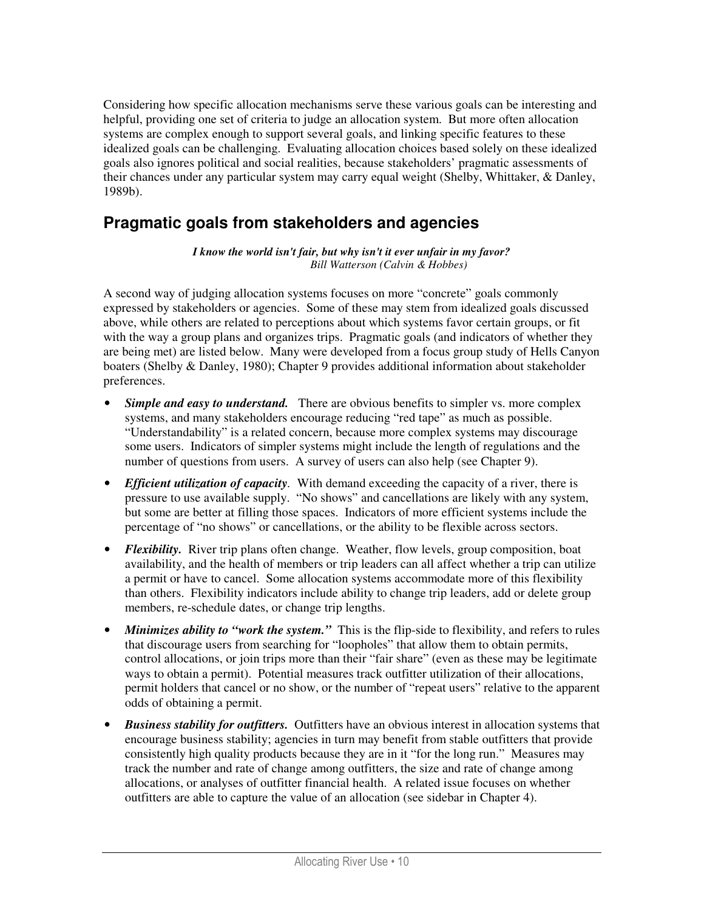Considering how specific allocation mechanisms serve these various goals can be interesting and helpful, providing one set of criteria to judge an allocation system. But more often allocation systems are complex enough to support several goals, and linking specific features to these idealized goals can be challenging. Evaluating allocation choices based solely on these idealized goals also ignores political and social realities, because stakeholders' pragmatic assessments of their chances under any particular system may carry equal weight (Shelby, Whittaker, & Danley, 1989b).

## Pragmatic goals from stakeholders and agencies

***I know the world isn't fair, but why isn't it ever unfair in my favor?***
*Bill Watterson (Calvin & Hobbes)*

A second way of judging allocation systems focuses on more "concrete" goals commonly expressed by stakeholders or agencies. Some of these may stem from idealized goals discussed above, while others are related to perceptions about which systems favor certain groups, or fit with the way a group plans and organizes trips. Pragmatic goals (and indicators of whether they are being met) are listed below. Many were developed from a focus group study of Hells Canyon boaters (Shelby & Danley, 1980); Chapter 9 provides additional information about stakeholder preferences.

- ***Simple and easy to understand.*** There are obvious benefits to simpler vs. more complex systems, and many stakeholders encourage reducing "red tape" as much as possible. "Understandability" is a related concern, because more complex systems may discourage some users. Indicators of simpler systems might include the length of regulations and the number of questions from users. A survey of users can also help (see Chapter 9).
- ***Efficient utilization of capacity***. With demand exceeding the capacity of a river, there is pressure to use available supply. "No shows" and cancellations are likely with any system, but some are better at filling those spaces. Indicators of more efficient systems include the percentage of "no shows" or cancellations, or the ability to be flexible across sectors.
- ***Flexibility.*** River trip plans often change. Weather, flow levels, group composition, boat availability, and the health of members or trip leaders can all affect whether a trip can utilize a permit or have to cancel. Some allocation systems accommodate more of this flexibility than others. Flexibility indicators include ability to change trip leaders, add or delete group members, re-schedule dates, or change trip lengths.
- ***Minimizes ability to "work the system."*** This is the flip-side to flexibility, and refers to rules that discourage users from searching for "loopholes" that allow them to obtain permits, control allocations, or join trips more than their "fair share" (even as these may be legitimate ways to obtain a permit). Potential measures track outfitter utilization of their allocations, permit holders that cancel or no show, or the number of "repeat users" relative to the apparent odds of obtaining a permit.
- ***Business stability for outfitters.*** Outfitters have an obvious interest in allocation systems that encourage business stability; agencies in turn may benefit from stable outfitters that provide consistently high quality products because they are in it "for the long run." Measures may track the number and rate of change among outfitters, the size and rate of change among allocations, or analyses of outfitter financial health. A related issue focuses on whether outfitters are able to capture the value of an allocation (see sidebar in Chapter 4).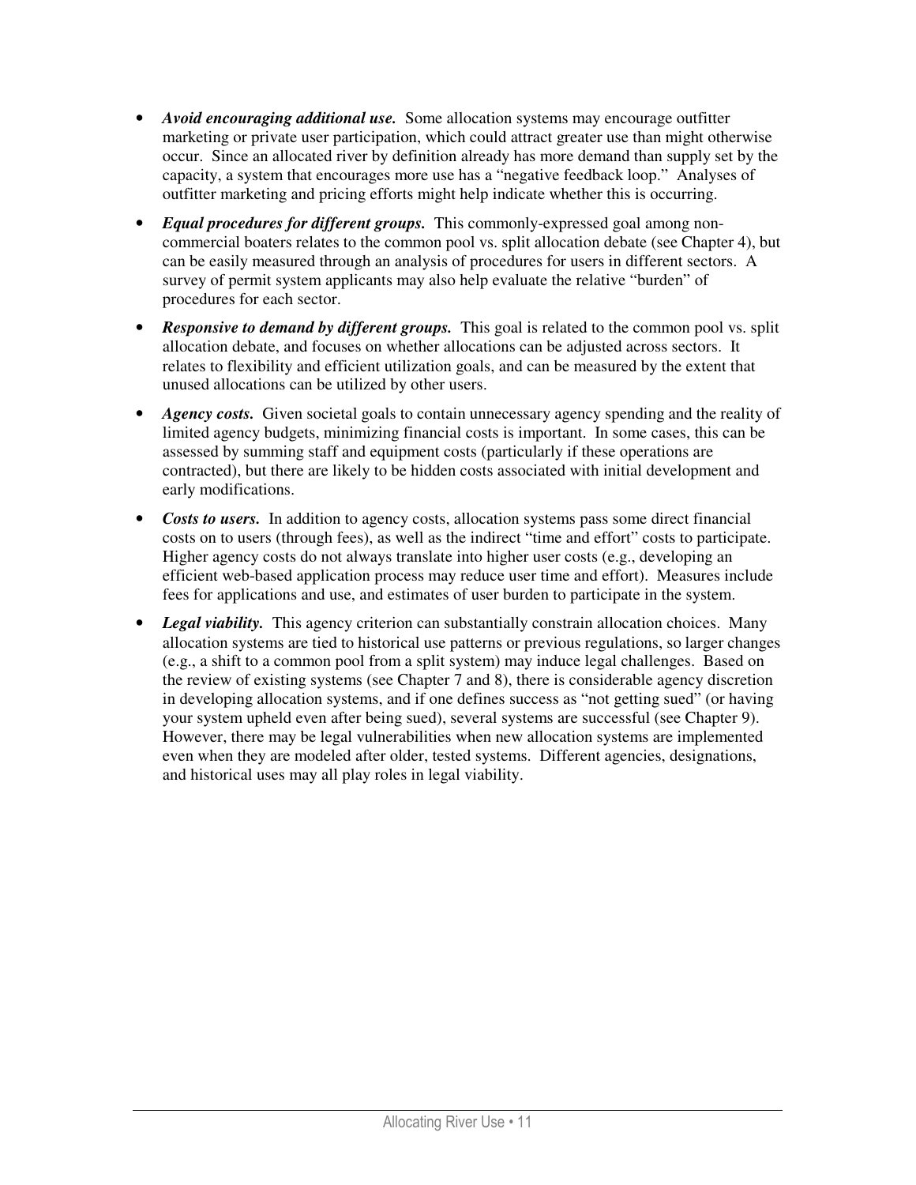- ***Avoid encouraging additional use.*** Some allocation systems may encourage outfitter marketing or private user participation, which could attract greater use than might otherwise occur. Since an allocated river by definition already has more demand than supply set by the capacity, a system that encourages more use has a "negative feedback loop." Analyses of outfitter marketing and pricing efforts might help indicate whether this is occurring.

- ***Equal procedures for different groups.*** This commonly-expressed goal among non-commercial boaters relates to the common pool vs. split allocation debate (see Chapter 4), but can be easily measured through an analysis of procedures for users in different sectors. A survey of permit system applicants may also help evaluate the relative "burden" of procedures for each sector.

- ***Responsive to demand by different groups.*** This goal is related to the common pool vs. split allocation debate, and focuses on whether allocations can be adjusted across sectors. It relates to flexibility and efficient utilization goals, and can be measured by the extent that unused allocations can be utilized by other users.

- ***Agency costs.*** Given societal goals to contain unnecessary agency spending and the reality of limited agency budgets, minimizing financial costs is important. In some cases, this can be assessed by summing staff and equipment costs (particularly if these operations are contracted), but there are likely to be hidden costs associated with initial development and early modifications.

- ***Costs to users.*** In addition to agency costs, allocation systems pass some direct financial costs on to users (through fees), as well as the indirect "time and effort" costs to participate. Higher agency costs do not always translate into higher user costs (e.g., developing an efficient web-based application process may reduce user time and effort). Measures include fees for applications and use, and estimates of user burden to participate in the system.

- ***Legal viability.*** This agency criterion can substantially constrain allocation choices. Many allocation systems are tied to historical use patterns or previous regulations, so larger changes (e.g., a shift to a common pool from a split system) may induce legal challenges. Based on the review of existing systems (see Chapter 7 and 8), there is considerable agency discretion in developing allocation systems, and if one defines success as "not getting sued" (or having your system upheld even after being sued), several systems are successful (see Chapter 9). However, there may be legal vulnerabilities when new allocation systems are implemented even when they are modeled after older, tested systems. Different agencies, designations, and historical uses may all play roles in legal viability.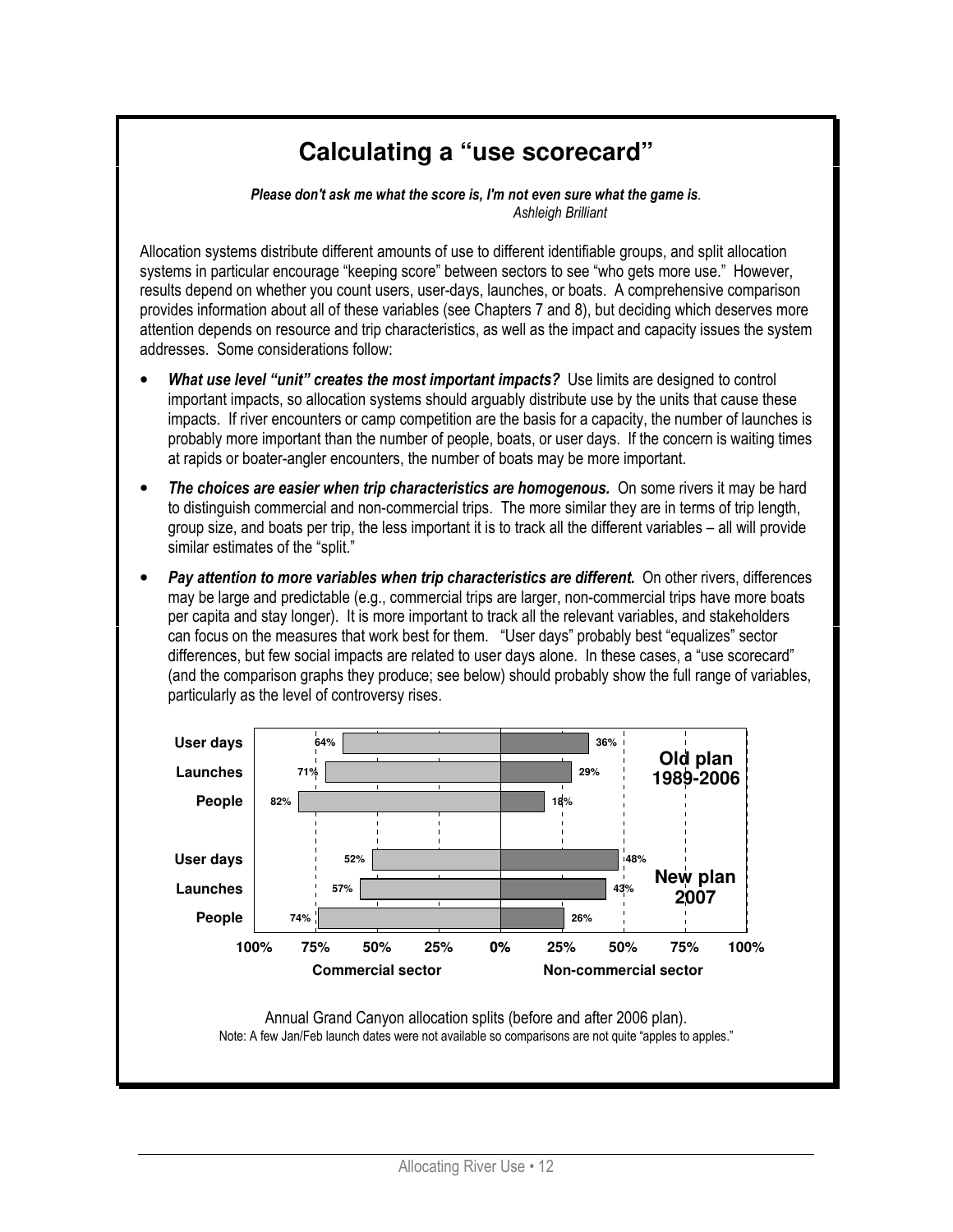# Calling a "use scorecard"

***Please don't ask me what the score is, I'm not even sure what the game is*.**
*Ashleigh Brilliant*

Allocation systems distribute different amounts of use to different identifiable groups, and split allocation systems in particular encourage "keeping score" between sectors to see "who gets more use." However, results depend on whether you count users, user-days, launches, or boats. A comprehensive comparison provides information about all of these variables (see Chapters 7 and 8), but deciding which deserves more attention depends on resource and trip characteristics, as well as the impact and capacity issues the system addresses. Some considerations follow:

- ***What use level "unit" creates the most important impacts?*** Use limits are designed to control important impacts, so allocation systems should arguably distribute use by the units that cause these impacts. If river encounters or camp competition are the basis for a capacity, the number of launches is probably more important than the number of people, boats, or user days. If the concern is waiting times at rapids or boater-angler encounters, the number of boats may be more important.
- ***The choices are easier when trip characteristics are homogenous.*** On some rivers it may be hard to distinguish commercial and non-commercial trips. The more similar they are in terms of trip length, group size, and boats per trip, the less important it is to track all the different variables – all will provide similar estimates of the "split."
- ***Pay attention to more variables when trip characteristics are different.*** On other rivers, differences may be large and predictable (e.g., commercial trips are larger, non-commercial trips have more boats per capita and stay longer). It is more important to track all the relevant variables, and stakeholders can focus on the measures that work best for them. "User days" probably best "equalizes" sector differences, but few social impacts are related to user days alone. In these cases, a "use scorecard" (and the comparison graphs they produce; see below) should probably show the full range of variables, particularly as the level of controversy rises.

Old plan 1989-2006
User days 64% 36%
Launches 71% 29%
People 82% 18%

New plan 2007
User days 52% 48%
Launches 57% 43%
People 74% 26%

100% 75% 50% 25% 0% 25% 50% 75% 100%
Commercial sector
Non-commercial sector

Annual Grand Canyon allocation splits (before and after 2006 plan).
Note: A few Jan/Feb launch dates were not available so comparisons are not quite "apples to apples."